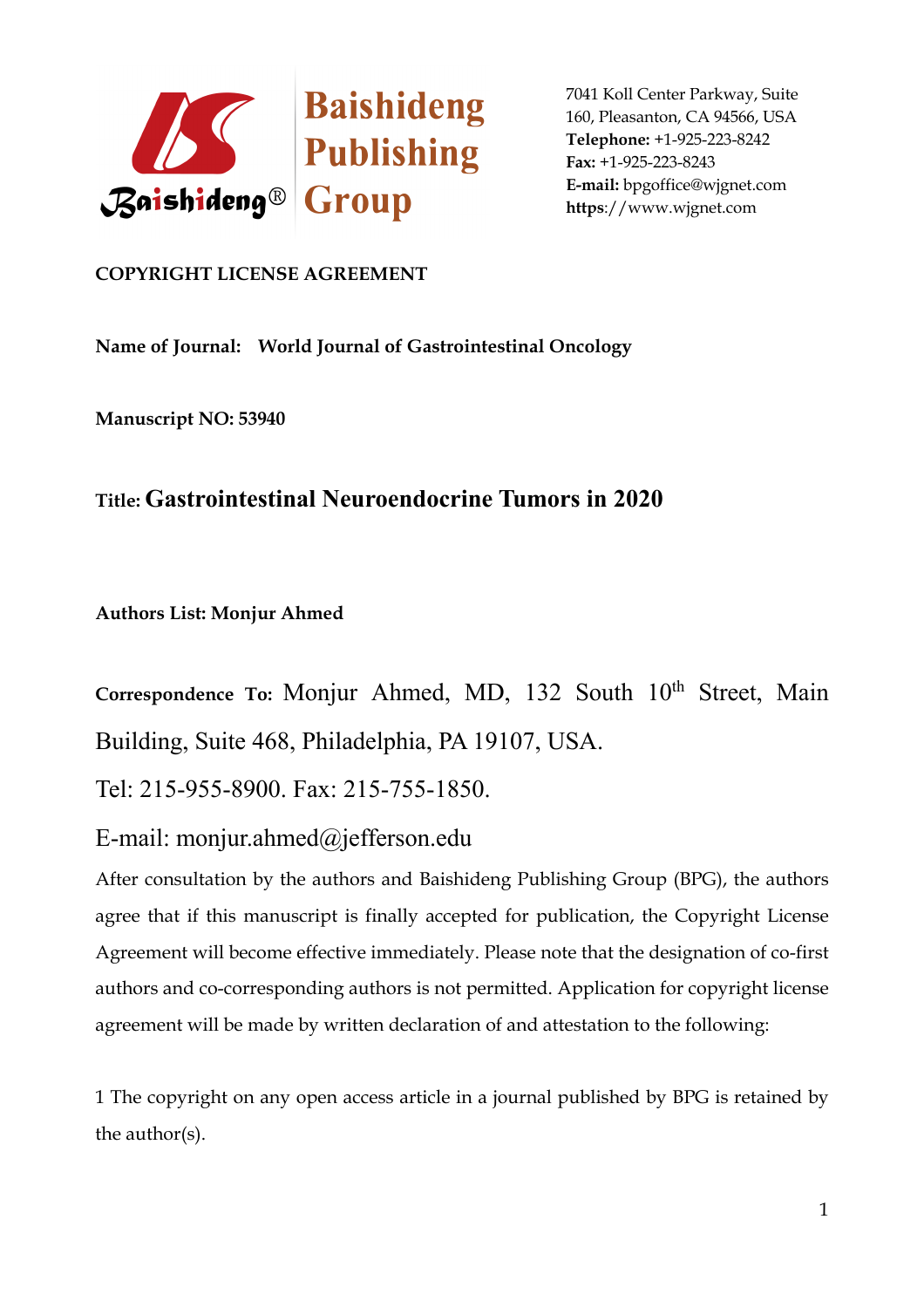**Baishideng Publishing Group**

7041 Koll Center Parkway, Suite 160, Pleasanton, CA 94566, USA
**Telephone:** +1-925-223-8242
**Fax:** +1-925-223-8243
**E-mail:** bpgoffice@wjgnet.com
**https**://www.wjgnet.com

**COPYRIGHT LICENSE AGREEMENT**

**Name of Journal: World Journal of Gastrointestinal Oncology**

**Manuscript NO: 53940**

**Title: Gastrointestinal Neuroendocrine Tumors in 2020**

**Authors List: Monjur Ahmed**

**Correspondence To:** Monjur Ahmed, MD, 132 South 10th Street, Main Building, Suite 468, Philadelphia, PA 19107, USA.

Tel: 215-955-8900. Fax: 215-755-1850.

E-mail: monjur.ahmed@jefferson.edu

After consultation by the authors and Baishideng Publishing Group (BPG), the authors agree that if this manuscript is finally accepted for publication, the Copyright License Agreement will become effective immediately. Please note that the designation of co-first authors and co-corresponding authors is not permitted. Application for copyright license agreement will be made by written declaration of and attestation to the following:

1 The copyright on any open access article in a journal published by BPG is retained by the author(s).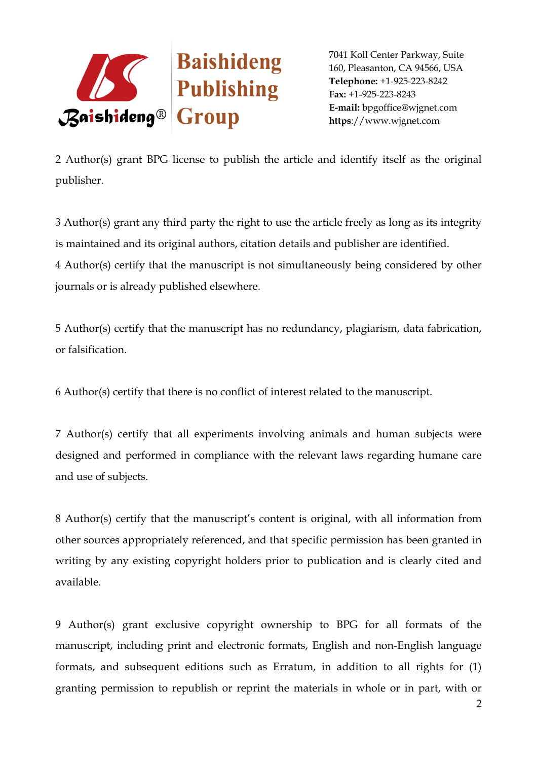2 Author(s) grant BPG license to publish the article and identify itself as the original publisher.

3 Author(s) grant any third party the right to use the article freely as long as its integrity is maintained and its original authors, citation details and publisher are identified.

4 Author(s) certify that the manuscript is not simultaneously being considered by other journals or is already published elsewhere.

5 Author(s) certify that the manuscript has no redundancy, plagiarism, data fabrication, or falsification.

6 Author(s) certify that there is no conflict of interest related to the manuscript.

7 Author(s) certify that all experiments involving animals and human subjects were designed and performed in compliance with the relevant laws regarding humane care and use of subjects.

8 Author(s) certify that the manuscript's content is original, with all information from other sources appropriately referenced, and that specific permission has been granted in writing by any existing copyright holders prior to publication and is clearly cited and available.

9 Author(s) grant exclusive copyright ownership to BPG for all formats of the manuscript, including print and electronic formats, English and non-English language formats, and subsequent editions such as Erratum, in addition to all rights for (1) granting permission to republish or reprint the materials in whole or in part, with or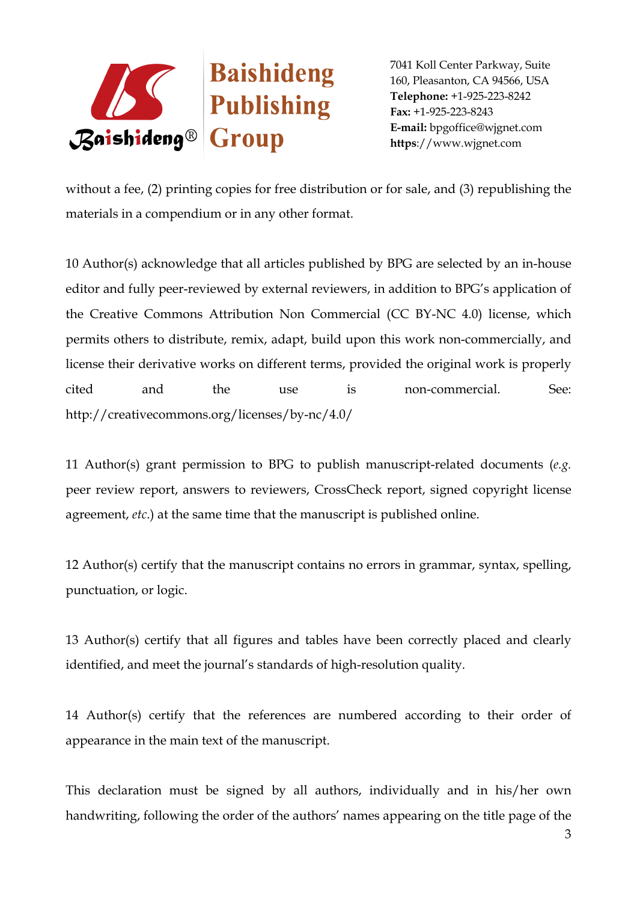without a fee, (2) printing copies for free distribution or for sale, and (3) republishing the materials in a compendium or in any other format.

10 Author(s) acknowledge that all articles published by BPG are selected by an in-house editor and fully peer-reviewed by external reviewers, in addition to BPG's application of the Creative Commons Attribution Non Commercial (CC BY-NC 4.0) license, which permits others to distribute, remix, adapt, build upon this work non-commercially, and license their derivative works on different terms, provided the original work is properly cited and the use is non-commercial. See: http://creativecommons.org/licenses/by-nc/4.0/

11 Author(s) grant permission to BPG to publish manuscript-related documents (*e.g.* peer review report, answers to reviewers, CrossCheck report, signed copyright license agreement, *etc*.) at the same time that the manuscript is published online.

12 Author(s) certify that the manuscript contains no errors in grammar, syntax, spelling, punctuation, or logic.

13 Author(s) certify that all figures and tables have been correctly placed and clearly identified, and meet the journal's standards of high-resolution quality.

14 Author(s) certify that the references are numbered according to their order of appearance in the main text of the manuscript.

This declaration must be signed by all authors, individually and in his/her own handwriting, following the order of the authors' names appearing on the title page of the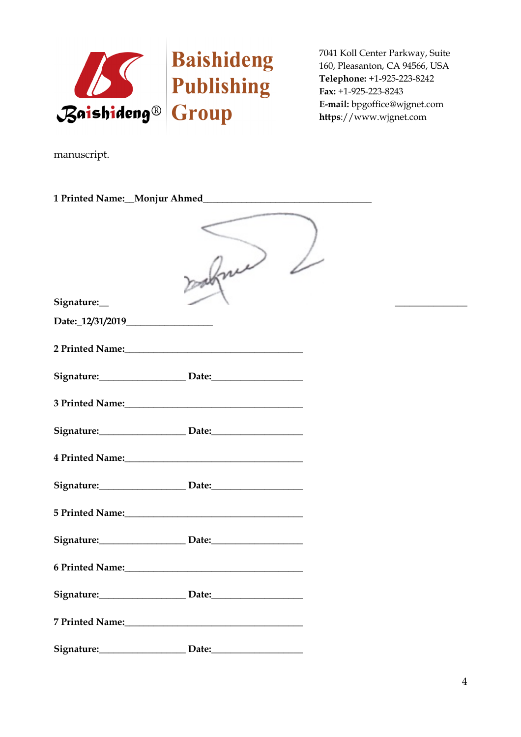manuscript.

**1 Printed Name:__Monjur Ahmed___________________________________**

**Signature:__** _______________

**Date:_12/31/2019_________________**

**2 Printed Name:_____________________________________**

**Signature:_________________ Date:__________________**

**3 Printed Name:_____________________________________**

**Signature:_________________ Date:__________________**

**4 Printed Name:_____________________________________**

**Signature:_________________ Date:__________________**

**5 Printed Name:_____________________________________**

**Signature:_________________ Date:__________________**

**6 Printed Name:_____________________________________**

**Signature:_________________ Date:__________________**

**7 Printed Name:_____________________________________**

**Signature:_________________ Date:__________________**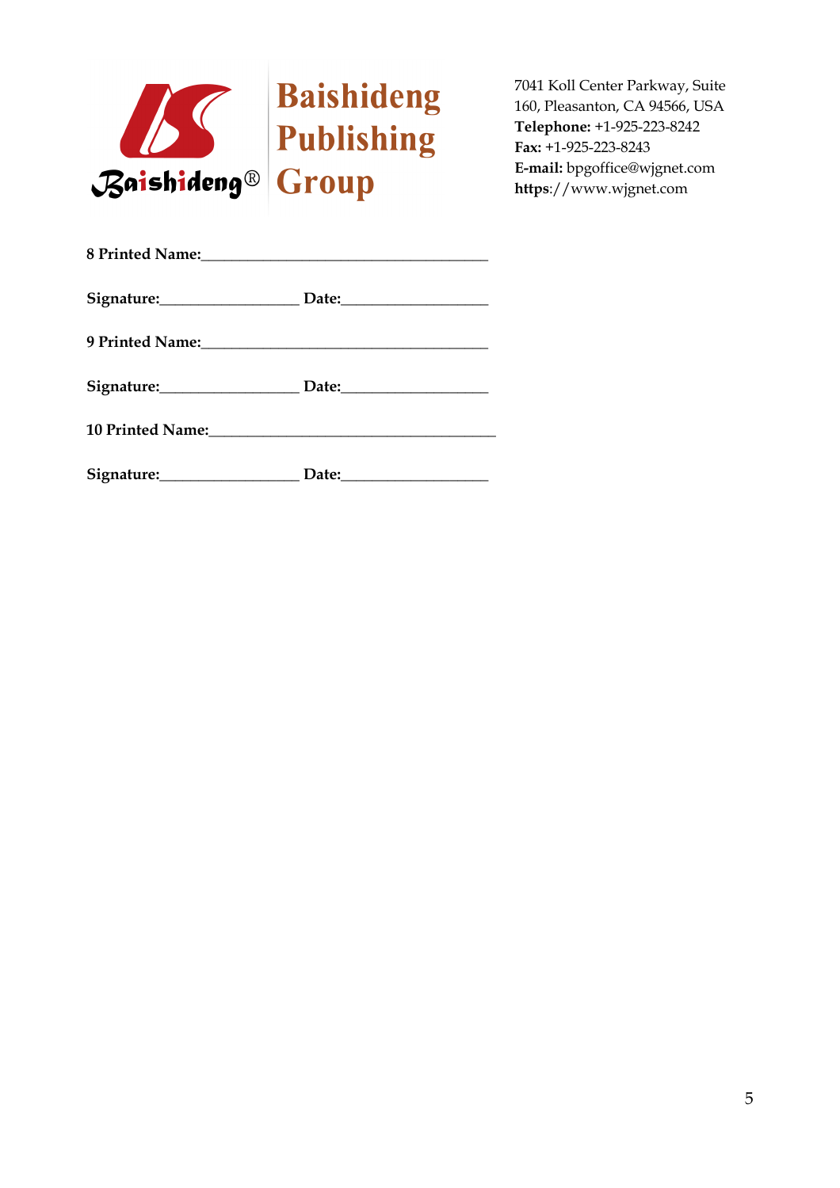Baishideng®

**Baishideng Publishing Group**

7041 Koll Center Parkway, Suite 160, Pleasanton, CA 94566, USA
**Telephone:** +1-925-223-8242
**Fax:** +1-925-223-8243
**E-mail:** bpgoffice@wjgnet.com
**https**://www.wjgnet.com

**8 Printed Name:**_________________________________________

**Signature:**____________________ **Date:**_____________________

**9 Printed Name:**_________________________________________

**Signature:**____________________ **Date:**_____________________

**10 Printed Name:**_________________________________________

**Signature:**____________________ **Date:**_____________________